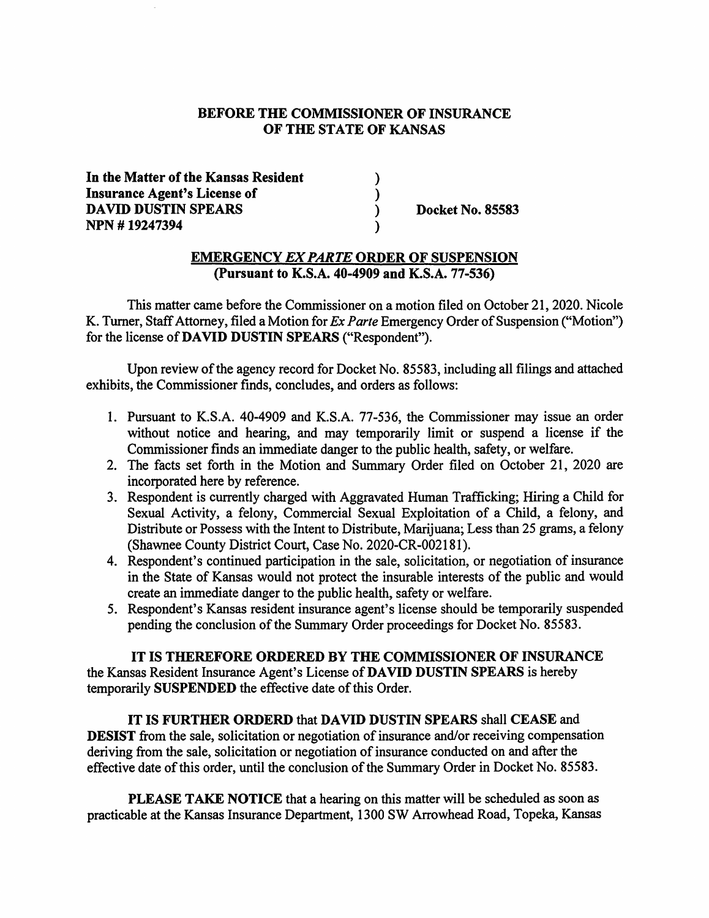**BEFORE THE COMMISSIONER OF INSURANCE**
**OF THE STATE OF KANSAS**

| | | |
|---|---|---|
| **In the Matter of the Kansas Resident** | ) | |
| **Insurance Agent's License of** | ) | |
| **DAVID DUSTIN SPEARS** | ) | **Docket No. 85583** |
| **NPN # 19247394** | ) | |

**EMERGENCY *EX PARTE* ORDER OF SUSPENSION**
**(Pursuant to K.S.A. 40-4909 and K.S.A. 77-536)**

This matter came before the Commissioner on a motion filed on October 21, 2020. Nicole K. Turner, Staff Attorney, filed a Motion for *Ex Parte* Emergency Order of Suspension ("Motion") for the license of **DAVID DUSTIN SPEARS** ("Respondent").

Upon review of the agency record for Docket No. 85583, including all filings and attached exhibits, the Commissioner finds, concludes, and orders as follows:

1. Pursuant to K.S.A. 40-4909 and K.S.A. 77-536, the Commissioner may issue an order without notice and hearing, and may temporarily limit or suspend a license if the Commissioner finds an immediate danger to the public health, safety, or welfare.
2. The facts set forth in the Motion and Summary Order filed on October 21, 2020 are incorporated here by reference.
3. Respondent is currently charged with Aggravated Human Trafficking; Hiring a Child for Sexual Activity, a felony, Commercial Sexual Exploitation of a Child, a felony, and Distribute or Possess with the Intent to Distribute, Marijuana; Less than 25 grams, a felony (Shawnee County District Court, Case No. 2020-CR-002181).
4. Respondent's continued participation in the sale, solicitation, or negotiation of insurance in the State of Kansas would not protect the insurable interests of the public and would create an immediate danger to the public health, safety or welfare.
5. Respondent's Kansas resident insurance agent's license should be temporarily suspended pending the conclusion of the Summary Order proceedings for Docket No. 85583.

**IT IS THEREFORE ORDERED BY THE COMMISSIONER OF INSURANCE** the Kansas Resident Insurance Agent's License of **DAVID DUSTIN SPEARS** is hereby temporarily **SUSPENDED** the effective date of this Order.

**IT IS FURTHER ORDERD** that **DAVID DUSTIN SPEARS** shall **CEASE** and **DESIST** from the sale, solicitation or negotiation of insurance and/or receiving compensation deriving from the sale, solicitation or negotiation of insurance conducted on and after the effective date of this order, until the conclusion of the Summary Order in Docket No. 85583.

**PLEASE TAKE NOTICE** that a hearing on this matter will be scheduled as soon as practicable at the Kansas Insurance Department, 1300 SW Arrowhead Road, Topeka, Kansas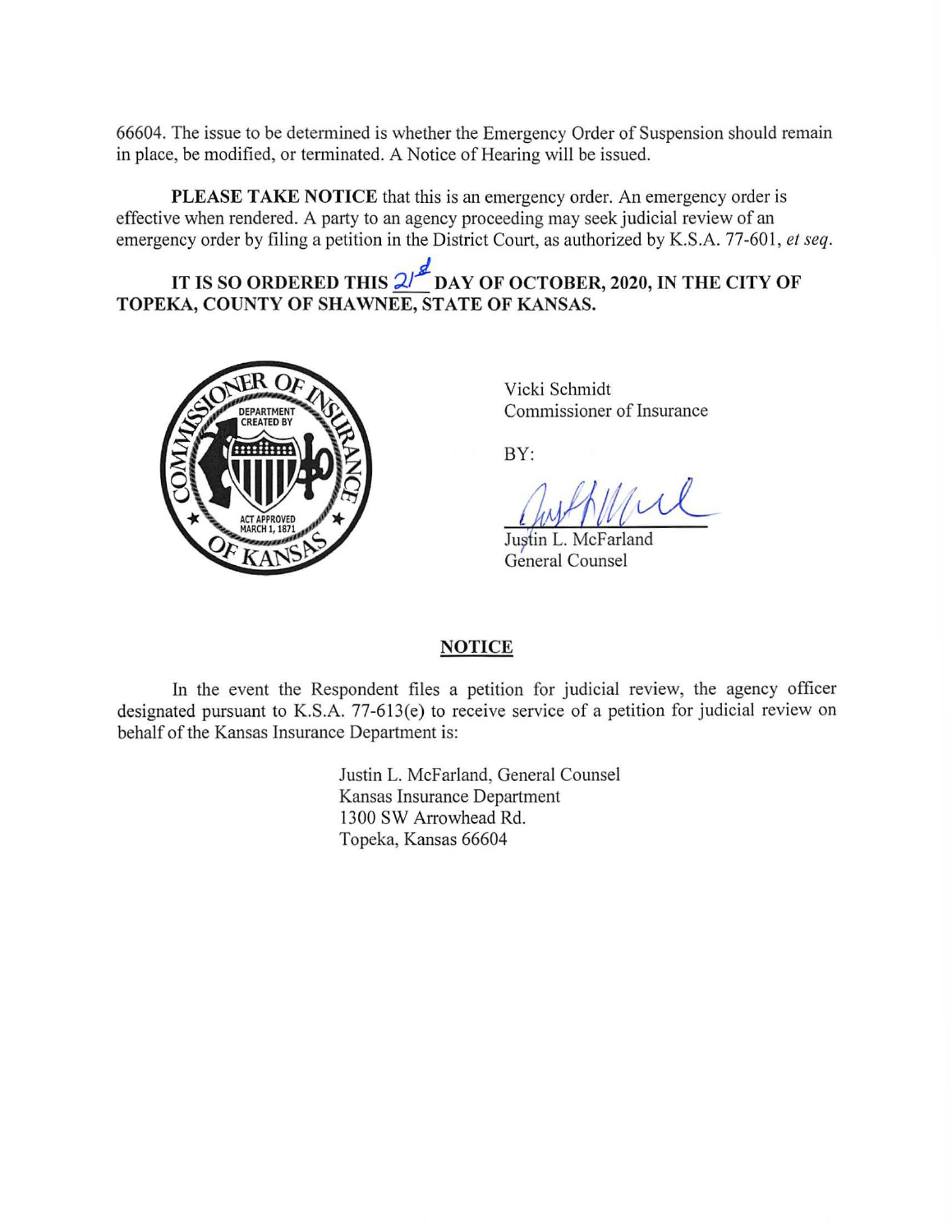66604. The issue to be determined is whether the Emergency Order of Suspension should remain in place, be modified, or terminated. A Notice of Hearing will be issued.

**PLEASE TAKE NOTICE** that this is an emergency order. An emergency order is effective when rendered. A party to an agency proceeding may seek judicial review of an emergency order by filing a petition in the District Court, as authorized by K.S.A. 77-601, *et seq*.

**IT IS SO ORDERED THIS 21st DAY OF OCTOBER, 2020, IN THE CITY OF TOPEKA, COUNTY OF SHAWNEE, STATE OF KANSAS.**

Vicki Schmidt
Commissioner of Insurance

BY:

Justin L. McFarland
General Counsel

## NOTICE

In the event the Respondent files a petition for judicial review, the agency officer designated pursuant to K.S.A. 77-613(e) to receive service of a petition for judicial review on behalf of the Kansas Insurance Department is:

Justin L. McFarland, General Counsel
Kansas Insurance Department
1300 SW Arrowhead Rd.
Topeka, Kansas 66604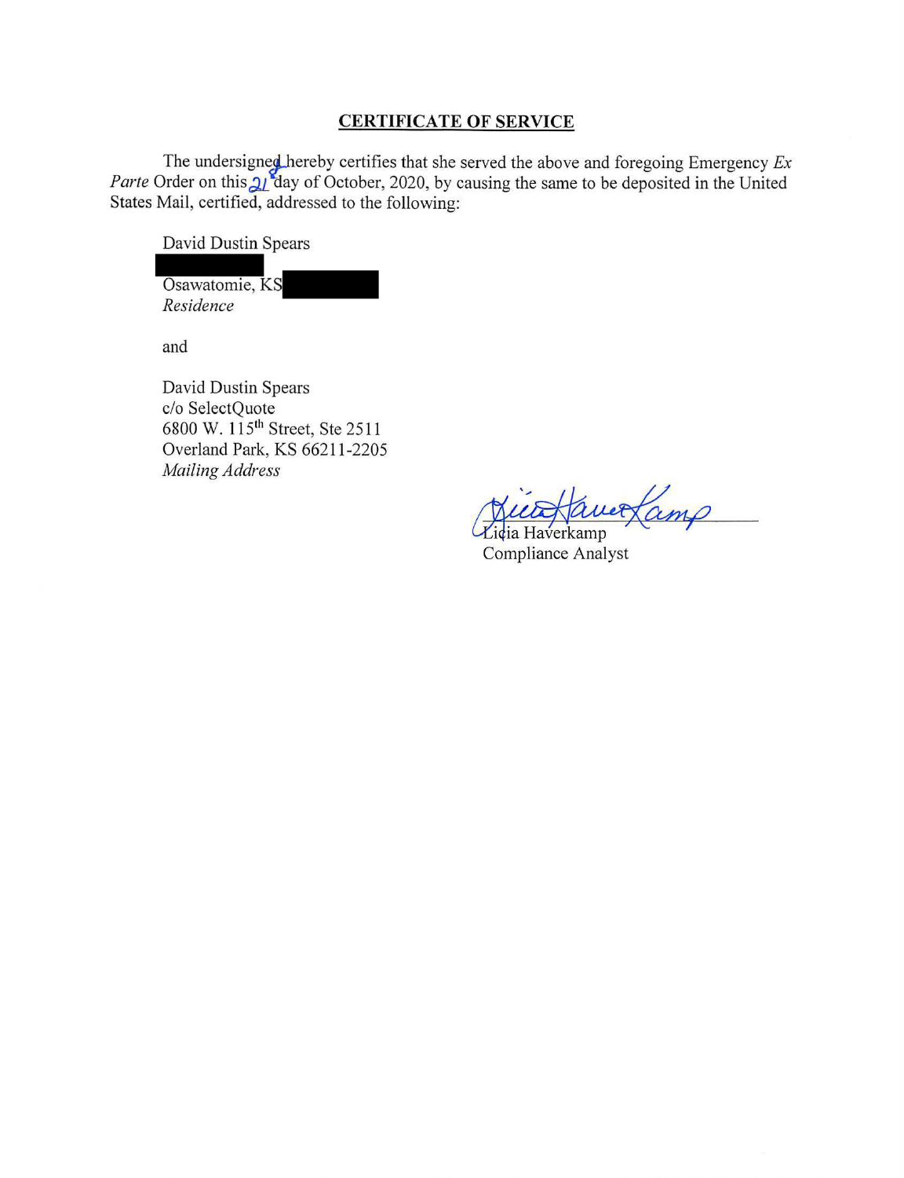## CERTIFICATE OF SERVICE

The undersigned hereby certifies that she served the above and foregoing Emergency *Ex Parte* Order on this 21 day of October, 2020, by causing the same to be deposited in the United States Mail, certified, addressed to the following:

David Dustin Spears
[REDACTED]
Osawatomie, KS [REDACTED]
*Residence*

and

David Dustin Spears
c/o SelectQuote
6800 W. 115th Street, Ste 2511
Overland Park, KS 66211-2205
*Mailing Address*

Licia Haverkamp
Compliance Analyst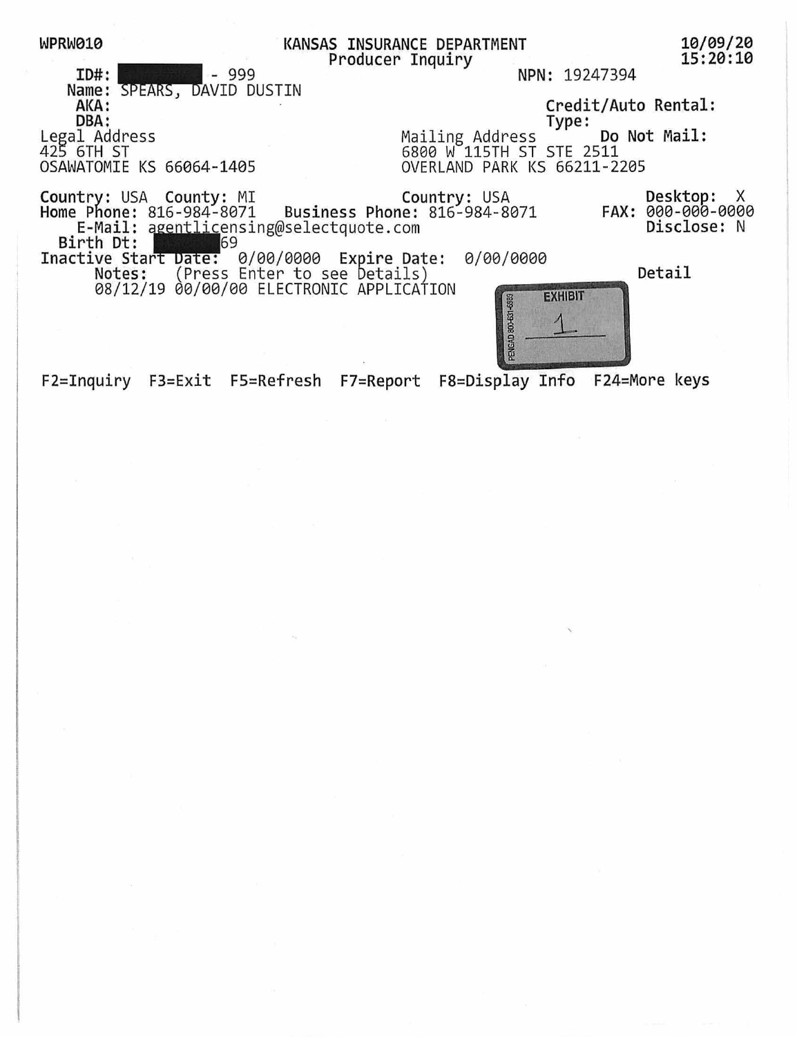WPRW010 KANSAS INSURANCE DEPARTMENT 10/09/20

Producer Inquiry 15:20:10

ID#: [REDACTED] - 999 NPN: 19247394

Name: SPEARS, DAVID DUSTIN

AKA: Credit/Auto Rental:

DBA: Type:

| Legal Address | Mailing Address | Do Not Mail: |
|---|---|---|
| 425 6TH ST | 6800 W 115TH ST STE 2511 | |
| OSAWATOMIE KS 66064-1405 | OVERLAND PARK KS 66211-2205 | |

Country: USA County: MI Country: USA Desktop: X

Home Phone: 816-984-8071 Business Phone: 816-984-8071 FAX: 000-000-0000

E-Mail: agentlicensing@selectquote.com Disclose: N

Birth Dt: [REDACTED]69

Inactive Start Date: 0/00/0000 Expire Date: 0/00/0000

Notes: (Press Enter to see Details) Detail

08/12/19 00/00/00 ELECTRONIC APPLICATION

EXHIBIT 1

F2=Inquiry F3=Exit F5=Refresh F7=Report F8=Display Info F24=More keys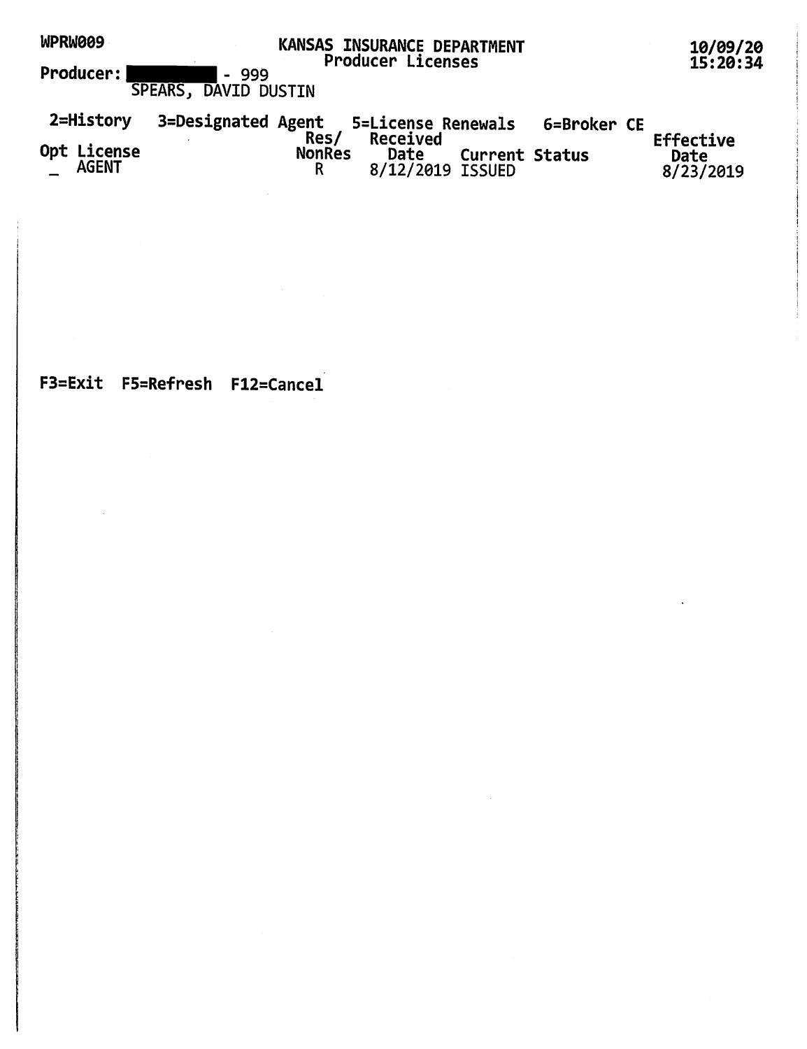WPRW009

**KANSAS INSURANCE DEPARTMENT**
Producer Licenses

10/09/20
15:20:34

**Producer:** ██████ - 999
SPEARS, DAVID DUSTIN

2=History 3=Designated Agent 5=License Renewals 6=Broker CE

| Opt | License | Res/ NonRes | Received Date | Current Status | Effective Date |
| --- | --- | --- | --- | --- | --- |
| _ | AGENT | R | 8/12/2019 | ISSUED | 8/23/2019 |

F3=Exit F5=Refresh F12=Cancel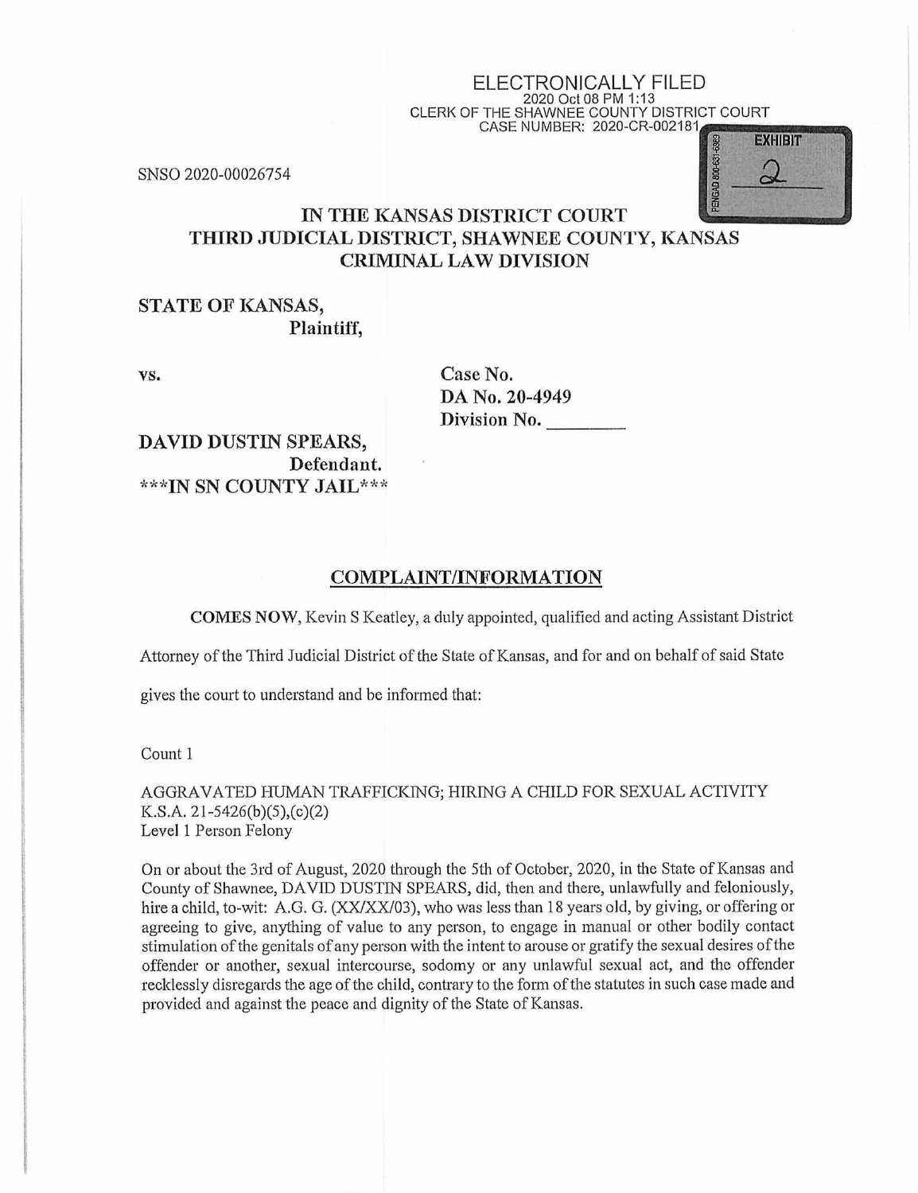ELECTRONICALLY FILED
2020 Oct 08 PM 1:13
CLERK OF THE SHAWNEE COUNTY DISTRICT COURT
CASE NUMBER: 2020-CR-002181

EXHIBIT 2

SNSO 2020-00026754

**IN THE KANSAS DISTRICT COURT**
**THIRD JUDICIAL DISTRICT, SHAWNEE COUNTY, KANSAS**
**CRIMINAL LAW DIVISION**

**STATE OF KANSAS,**
**Plaintiff,**

**vs.**

**Case No.**
**DA No. 20-4949**
**Division No. ________**

**DAVID DUSTIN SPEARS,**
**Defendant.**
**\*\*\*IN SN COUNTY JAIL\*\*\***

## COMPLAINT/INFORMATION

**COMES NOW**, Kevin S Keatley, a duly appointed, qualified and acting Assistant District Attorney of the Third Judicial District of the State of Kansas, and for and on behalf of said State gives the court to understand and be informed that:

Count 1

AGGRAVATED HUMAN TRAFFICKING; HIRING A CHILD FOR SEXUAL ACTIVITY
K.S.A. 21-5426(b)(5),(c)(2)
Level 1 Person Felony

On or about the 3rd of August, 2020 through the 5th of October, 2020, in the State of Kansas and County of Shawnee, DAVID DUSTIN SPEARS, did, then and there, unlawfully and feloniously, hire a child, to-wit: A.G. G. (XX/XX/03), who was less than 18 years old, by giving, or offering or agreeing to give, anything of value to any person, to engage in manual or other bodily contact stimulation of the genitals of any person with the intent to arouse or gratify the sexual desires of the offender or another, sexual intercourse, sodomy or any unlawful sexual act, and the offender recklessly disregards the age of the child, contrary to the form of the statutes in such case made and provided and against the peace and dignity of the State of Kansas.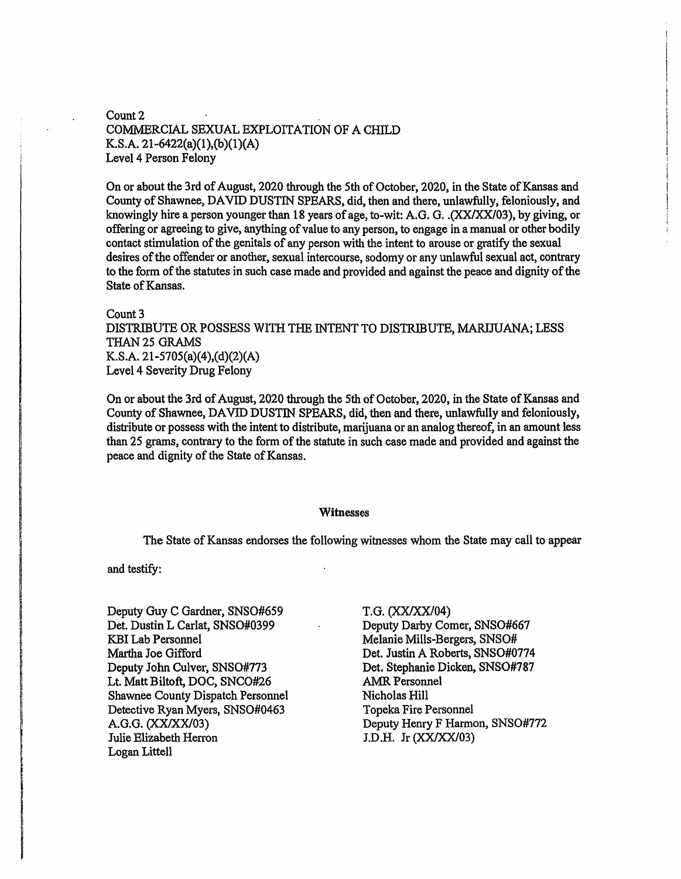Count 2
COMMERCIAL SEXUAL EXPLOITATION OF A CHILD
K.S.A. 21-6422(a)(1),(b)(1)(A)
Level 4 Person Felony

On or about the 3rd of August, 2020 through the 5th of October, 2020, in the State of Kansas and County of Shawnee, DAVID DUSTIN SPEARS, did, then and there, unlawfully, feloniously, and knowingly hire a person younger than 18 years of age, to-wit: A.G. G. .(XX/XX/03), by giving, or offering or agreeing to give, anything of value to any person, to engage in a manual or other bodily contact stimulation of the genitals of any person with the intent to arouse or gratify the sexual desires of the offender or another, sexual intercourse, sodomy or any unlawful sexual act, contrary to the form of the statutes in such case made and provided and against the peace and dignity of the State of Kansas.

Count 3
DISTRIBUTE OR POSSESS WITH THE INTENT TO DISTRIBUTE, MARIJUANA; LESS THAN 25 GRAMS
K.S.A. 21-5705(a)(4),(d)(2)(A)
Level 4 Severity Drug Felony

On or about the 3rd of August, 2020 through the 5th of October, 2020, in the State of Kansas and County of Shawnee, DAVID DUSTIN SPEARS, did, then and there, unlawfully and feloniously, distribute or possess with the intent to distribute, marijuana or an analog thereof, in an amount less than 25 grams, contrary to the form of the statute in such case made and provided and against the peace and dignity of the State of Kansas.

**Witnesses**

The State of Kansas endorses the following witnesses whom the State may call to appear and testify:

Deputy Guy C Gardner, SNSO#659
Det. Dustin L Carlat, SNSO#0399
KBI Lab Personnel
Martha Joe Gifford
Deputy John Culver, SNSO#773
Lt. Matt Biltoft, DOC, SNCO#26
Shawnee County Dispatch Personnel
Detective Ryan Myers, SNSO#0463
A.G.G. (XX/XX/03)
Julie Elizabeth Herron
Logan Littell
T.G. (XX/XX/04)
Deputy Darby Comer, SNSO#667
Melanie Mills-Bergers, SNSO#
Det. Justin A Roberts, SNSO#0774
Det. Stephanie Dicken, SNSO#787
AMR Personnel
Nicholas Hill
Topeka Fire Personnel
Deputy Henry F Harmon, SNSO#772
J.D.H. Jr (XX/XX/03)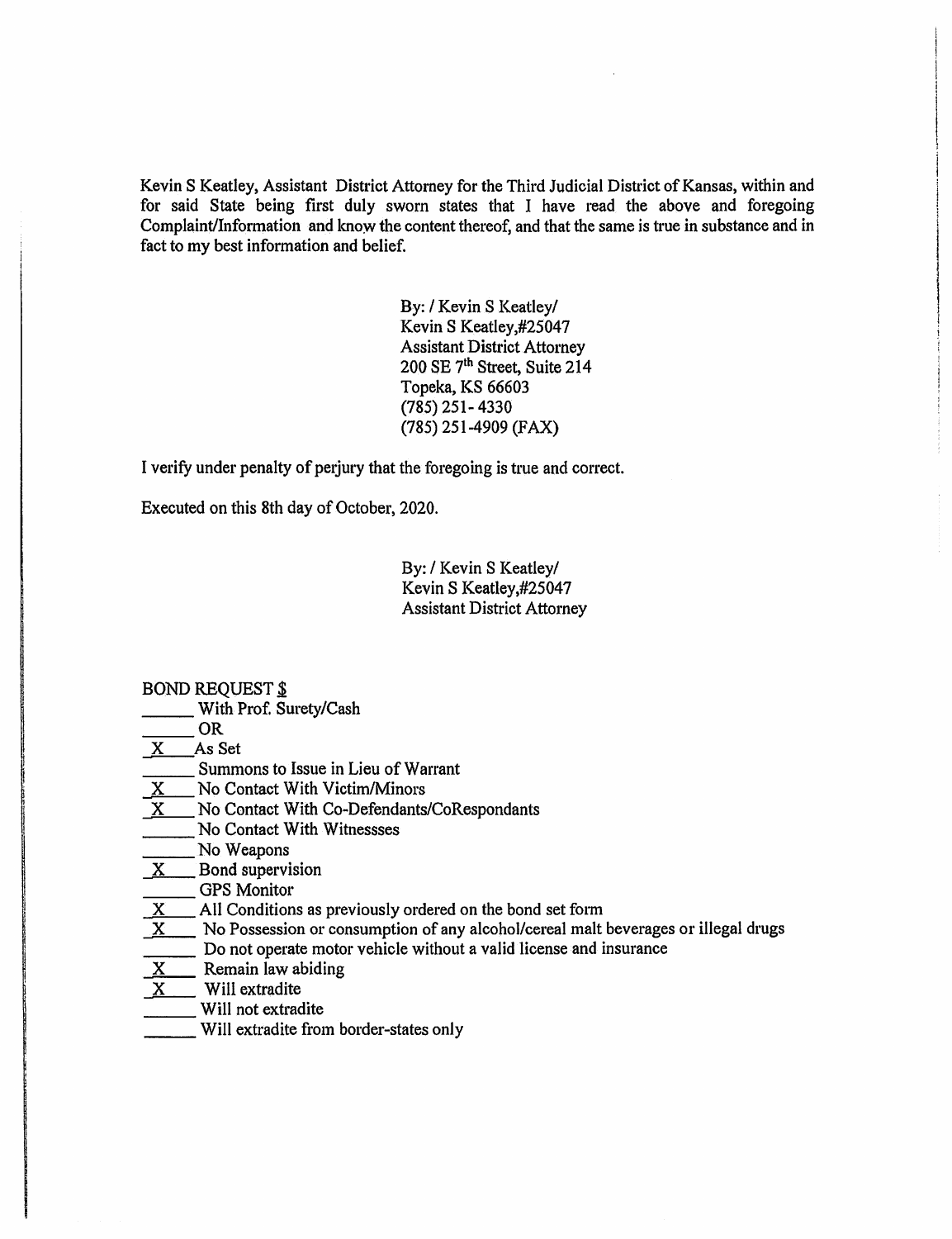Kevin S Keatley, Assistant District Attorney for the Third Judicial District of Kansas, within and for said State being first duly sworn states that I have read the above and foregoing Complaint/Information and know the content thereof, and that the same is true in substance and in fact to my best information and belief.

By: / Kevin S Keatley/
Kevin S Keatley,#25047
Assistant District Attorney
200 SE 7th Street, Suite 214
Topeka, KS 66603
(785) 251- 4330
(785) 251-4909 (FAX)

I verify under penalty of perjury that the foregoing is true and correct.

Executed on this 8th day of October, 2020.

By: / Kevin S Keatley/
Kevin S Keatley,#25047
Assistant District Attorney

BOND REQUEST $

_____ With Prof. Surety/Cash
_____ OR
__X__ As Set
_____ Summons to Issue in Lieu of Warrant
__X__ No Contact With Victim/Minors
__X__ No Contact With Co-Defendants/CoRespondants
_____ No Contact With Witnessses
_____ No Weapons
__X__ Bond supervision
_____ GPS Monitor
__X__ All Conditions as previously ordered on the bond set form
__X__ No Possession or consumption of any alcohol/cereal malt beverages or illegal drugs
_____ Do not operate motor vehicle without a valid license and insurance
__X__ Remain law abiding
__X__ Will extradite
_____ Will not extradite
_____ Will extradite from border-states only